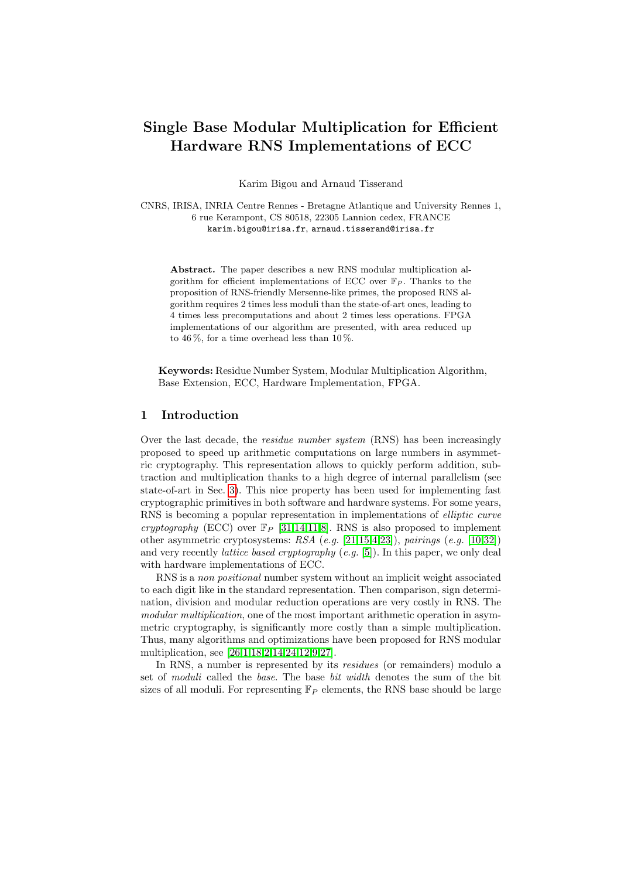# Single Base Modular Multiplication for Efficient Hardware RNS Implementations of ECC

Karim Bigou and Arnaud Tisserand

CNRS, IRISA, INRIA Centre Rennes - Bretagne Atlantique and University Rennes 1, 6 rue Kerampont, CS 80518, 22305 Lannion cedex, FRANCE
karim.bigou@irisa.fr, arnaud.tisserand@irisa.fr

**Abstract.** The paper describes a new RNS modular multiplication algorithm for efficient implementations of ECC over $\mathbb{F}_P$. Thanks to the proposition of RNS-friendly Mersenne-like primes, the proposed RNS algorithm requires 2 times less moduli than the state-of-art ones, leading to 4 times less precomputations and about 2 times less operations. FPGA implementations of our algorithm are presented, with area reduced up to 46 %, for a time overhead less than 10 %.

**Keywords:** Residue Number System, Modular Multiplication Algorithm, Base Extension, ECC, Hardware Implementation, FPGA.

## 1 Introduction

Over the last decade, the *residue number system* (RNS) has been increasingly proposed to speed up arithmetic computations on large numbers in asymmetric cryptography. This representation allows to quickly perform addition, subtraction and multiplication thanks to a high degree of internal parallelism (see state-of-art in Sec. 3). This nice property has been used for implementing fast cryptographic primitives in both software and hardware systems. For some years, RNS is becoming a popular representation in implementations of *elliptic curve cryptography* (ECC) over $\mathbb{F}_P$ [31,14,11,8]. RNS is also proposed to implement other asymmetric cryptosystems: *RSA* (*e.g.* [21,15,4,23]), *pairings* (*e.g.* [10,32]) and very recently *lattice based cryptography* (*e.g.* [5]). In this paper, we only deal with hardware implementations of ECC.

RNS is a *non positional* number system without an implicit weight associated to each digit like in the standard representation. Then comparison, sign determination, division and modular reduction operations are very costly in RNS. The *modular multiplication*, one of the most important arithmetic operation in asymmetric cryptography, is significantly more costly than a simple multiplication. Thus, many algorithms and optimizations have been proposed for RNS modular multiplication, see [26,1,18,2,14,24,12,9,27].

In RNS, a number is represented by its *residues* (or remainders) modulo a set of *moduli* called the *base*. The base *bit width* denotes the sum of the bit sizes of all moduli. For representing $\mathbb{F}_P$ elements, the RNS base should be large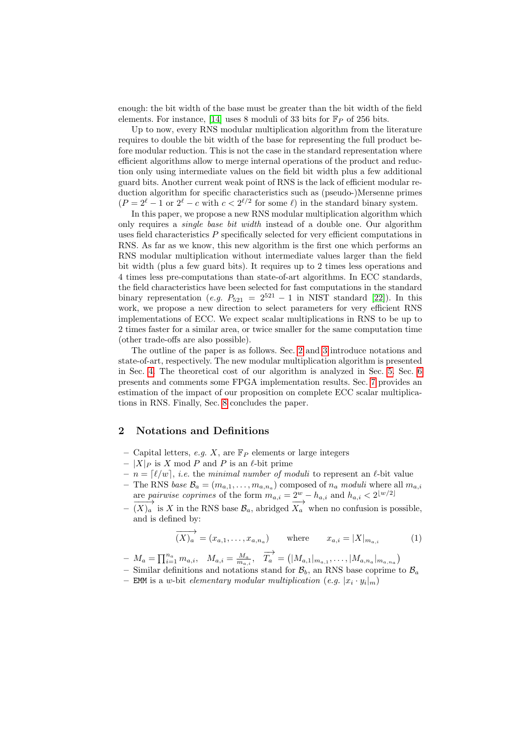enough: the bit width of the base must be greater than the bit width of the field elements. For instance, [14] uses 8 moduli of 33 bits for $\mathbb{F}_P$ of 256 bits.

Up to now, every RNS modular multiplication algorithm from the literature requires to double the bit width of the base for representing the full product before modular reduction. This is not the case in the standard representation where efficient algorithms allow to merge internal operations of the product and reduction only using intermediate values on the field bit width plus a few additional guard bits. Another current weak point of RNS is the lack of efficient modular reduction algorithm for specific characteristics such as (pseudo-)Mersenne primes ($P = 2^\ell - 1$ or $2^\ell - c$ with $c < 2^{\ell/2}$ for some $\ell$) in the standard binary system.

In this paper, we propose a new RNS modular multiplication algorithm which only requires a *single base bit width* instead of a double one. Our algorithm uses field characteristics $P$ specifically selected for very efficient computations in RNS. As far as we know, this new algorithm is the first one which performs an RNS modular multiplication without intermediate values larger than the field bit width (plus a few guard bits). It requires up to 2 times less operations and 4 times less pre-computations than state-of-art algorithms. In ECC standards, the field characteristics have been selected for fast computations in the standard binary representation (*e.g.* $P_{521} = 2^{521} - 1$ in NIST standard [22]). In this work, we propose a new direction to select parameters for very efficient RNS implementations of ECC. We expect scalar multiplications in RNS to be up to 2 times faster for a similar area, or twice smaller for the same computation time (other trade-offs are also possible).

The outline of the paper is as follows. Sec. 2 and 3 introduce notations and state-of-art, respectively. The new modular multiplication algorithm is presented in Sec. 4. The theoretical cost of our algorithm is analyzed in Sec. 5. Sec. 6 presents and comments some FPGA implementation results. Sec. 7 provides an estimation of the impact of our proposition on complete ECC scalar multiplications in RNS. Finally, Sec. 8 concludes the paper.

## 2 Notations and Definitions

- Capital letters, *e.g.* $X$, are $\mathbb{F}_P$ elements or large integers
- $|X|_P$ is $X$ mod $P$ and $P$ is an $\ell$-bit prime
- $n = \lceil \ell/w \rceil$, *i.e.* the *minimal number of moduli* to represent an $\ell$-bit value
- The RNS *base* $\mathcal{B}_a = (m_{a,1}, \ldots, m_{a,n_a})$ composed of $n_a$ *moduli* where all $m_{a,i}$ are *pairwise coprimes* of the form $m_{a,i} = 2^w - h_{a,i}$ and $h_{a,i} < 2^{\lfloor w/2 \rfloor}$
- $\overrightarrow{(X)_a}$ is $X$ in the RNS base $\mathcal{B}_a$, abridged $\overrightarrow{X_a}$ when no confusion is possible, and is defined by:

$$\overrightarrow{(X)_a} = (x_{a,1}, \ldots, x_{a,n_a}) \qquad \text{where} \qquad x_{a,i} = |X|_{m_{a,i}} \tag{1}$$

- $M_a = \prod_{i=1}^{n_a} m_{a,i}, \quad M_{a,i} = \frac{M_a}{m_{a,i}}, \quad \overrightarrow{T_a} = \left(|M_{a,1}|_{m_{a,1}}, \ldots, |M_{a,n_a}|_{m_{a,n_a}}\right)$
- Similar definitions and notations stand for $\mathcal{B}_b$, an RNS base coprime to $\mathcal{B}_a$
- `EMM` is a $w$-bit *elementary modular multiplication* (*e.g.* $|x_i \cdot y_i|_m$)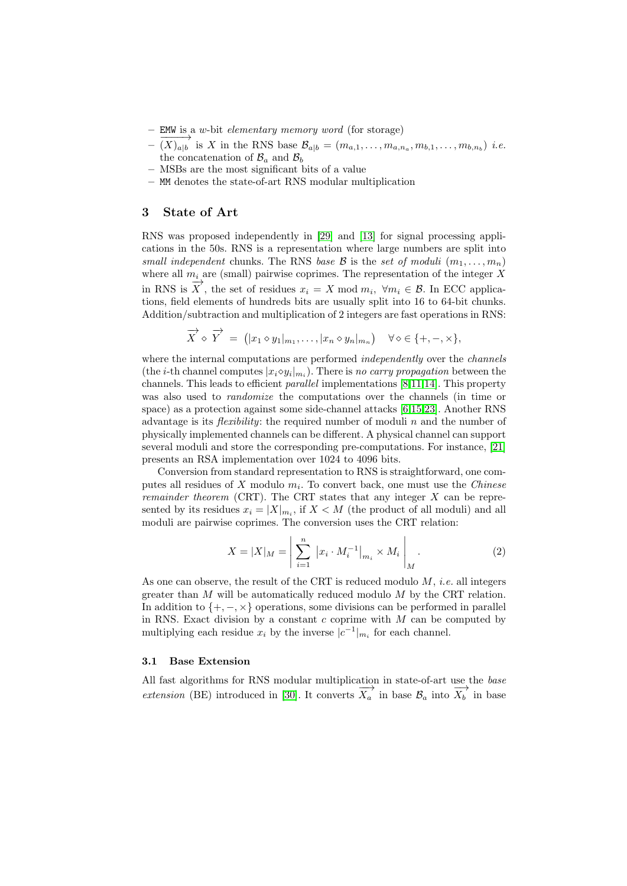– `EMW` is a $w$-bit *elementary memory word* (for storage)
– $\overrightarrow{(X)_{a|b}}$ is $X$ in the RNS base $\mathcal{B}_{a|b} = (m_{a,1}, \ldots, m_{a,n_a}, m_{b,1}, \ldots, m_{b,n_b})$ *i.e.* the concatenation of $\mathcal{B}_a$ and $\mathcal{B}_b$
– MSBs are the most significant bits of a value
– `MM` denotes the state-of-art RNS modular multiplication

## 3 State of Art

RNS was proposed independently in [29] and [13] for signal processing applications in the 50s. RNS is a representation where large numbers are split into *small independent* chunks. The RNS *base* $\mathcal{B}$ is the *set of moduli* $(m_1, \ldots, m_n)$ where all $m_i$ are (small) pairwise coprimes. The representation of the integer $X$ in RNS is $\overrightarrow{X}$, the set of residues $x_i = X \bmod m_i, \; \forall m_i \in \mathcal{B}$. In ECC applications, field elements of hundreds bits are usually split into 16 to 64-bit chunks. Addition/subtraction and multiplication of 2 integers are fast operations in RNS:

$$\overrightarrow{X} \diamond \overrightarrow{Y} = \left(|x_1 \diamond y_1|_{m_1}, \ldots, |x_n \diamond y_n|_{m_n}\right) \quad \forall \diamond \in \{+, -, \times\},$$

where the internal computations are performed *independently* over the *channels* (the $i$-th channel computes $|x_i \diamond y_i|_{m_i}$). There is *no carry propagation* between the channels. This leads to efficient *parallel* implementations [8,11,14]. This property was also used to *randomize* the computations over the channels (in time or space) as a protection against some side-channel attacks [6,15,23]. Another RNS advantage is its *flexibility*: the required number of moduli $n$ and the number of physically implemented channels can be different. A physical channel can support several moduli and store the corresponding pre-computations. For instance, [21] presents an RSA implementation over 1024 to 4096 bits.

Conversion from standard representation to RNS is straightforward, one computes all residues of $X$ modulo $m_i$. To convert back, one must use the *Chinese remainder theorem* (CRT). The CRT states that any integer $X$ can be represented by its residues $x_i = |X|_{m_i}$, if $X < M$ (the product of all moduli) and all moduli are pairwise coprimes. The conversion uses the CRT relation:

$$X = |X|_M = \left| \sum_{i=1}^{n} \left|x_i \cdot M_i^{-1}\right|_{m_i} \times M_i \right|_M . \tag{2}$$

As one can observe, the result of the CRT is reduced modulo $M$, *i.e.* all integers greater than $M$ will be automatically reduced modulo $M$ by the CRT relation. In addition to $\{+, -, \times\}$ operations, some divisions can be performed in parallel in RNS. Exact division by a constant $c$ coprime with $M$ can be computed by multiplying each residue $x_i$ by the inverse $|c^{-1}|_{m_i}$ for each channel.

### 3.1 Base Extension

All fast algorithms for RNS modular multiplication in state-of-art use the *base extension* (BE) introduced in [30]. It converts $\overrightarrow{X_a}$ in base $\mathcal{B}_a$ into $\overrightarrow{X_b}$ in base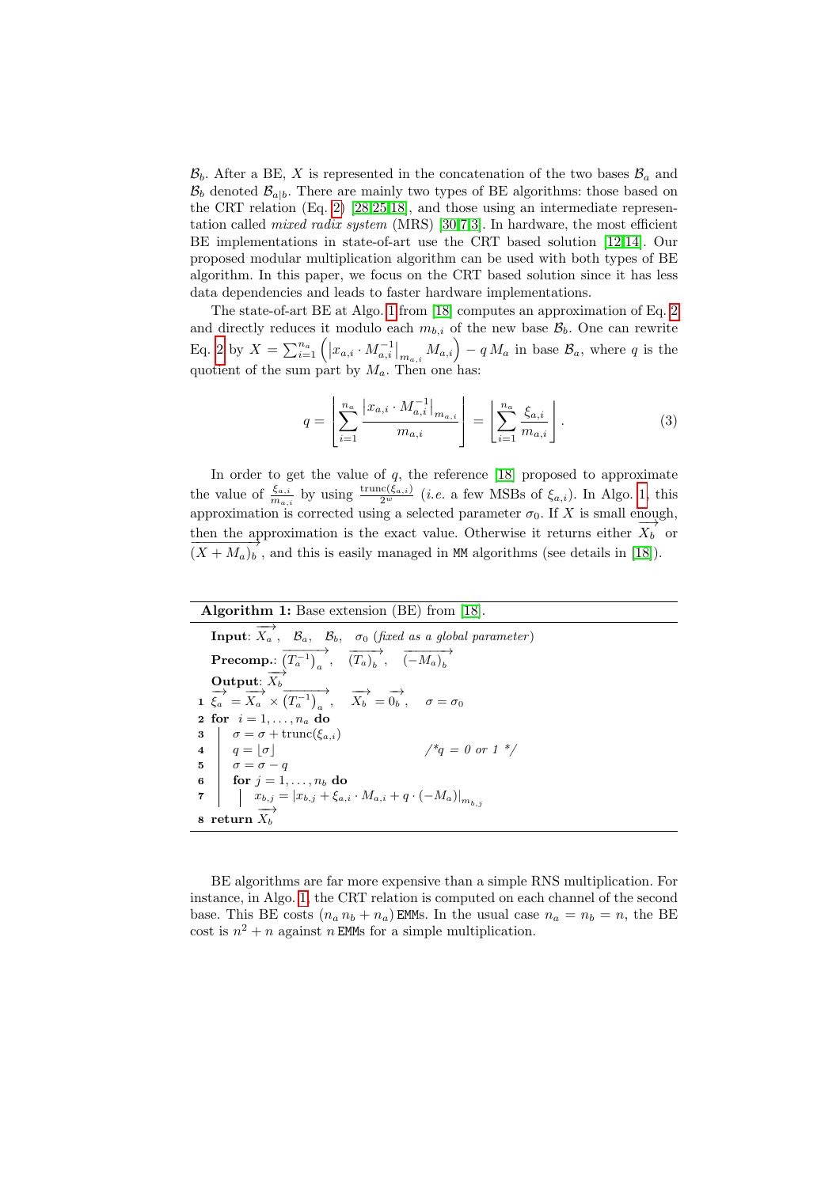$\mathcal{B}_b$. After a BE, $X$ is represented in the concatenation of the two bases $\mathcal{B}_a$ and $\mathcal{B}_b$ denoted $\mathcal{B}_{a|b}$. There are mainly two types of BE algorithms: those based on the CRT relation (Eq. 2) [28,25,18], and those using an intermediate representation called *mixed radix system* (MRS) [30,7,3]. In hardware, the most efficient BE implementations in state-of-art use the CRT based solution [12,14]. Our proposed modular multiplication algorithm can be used with both types of BE algorithm. In this paper, we focus on the CRT based solution since it has less data dependencies and leads to faster hardware implementations.

The state-of-art BE at Algo. 1 from [18] computes an approximation of Eq. 2 and directly reduces it modulo each $m_{b,i}$ of the new base $\mathcal{B}_b$. One can rewrite Eq. 2 by $X = \sum_{i=1}^{n_a} \left( \left| x_{a,i} \cdot M_{a,i}^{-1} \right|_{m_{a,i}} M_{a,i} \right) - q\, M_a$ in base $\mathcal{B}_a$, where $q$ is the quotient of the sum part by $M_a$. Then one has:

$$q = \left\lfloor \sum_{i=1}^{n_a} \frac{\left| x_{a,i} \cdot M_{a,i}^{-1} \right|_{m_{a,i}}}{m_{a,i}} \right\rfloor = \left\lfloor \sum_{i=1}^{n_a} \frac{\xi_{a,i}}{m_{a,i}} \right\rfloor . \tag{3}$$

In order to get the value of $q$, the reference [18] proposed to approximate the value of $\frac{\xi_{a,i}}{m_{a,i}}$ by using $\frac{\mathrm{trunc}(\xi_{a,i})}{2^w}$ (*i.e.* a few MSBs of $\xi_{a,i}$). In Algo. 1, this approximation is corrected using a selected parameter $\sigma_0$. If $X$ is small enough, then the approximation is the exact value. Otherwise it returns either $\overrightarrow{X_b}$ or $\overrightarrow{(X + M_a)_b}$, and this is easily managed in MM algorithms (see details in [18]).

**Algorithm 1:** Base extension (BE) from [18].

**Input**: $\overrightarrow{X_a}$, $\mathcal{B}_a$, $\mathcal{B}_b$, $\sigma_0$ (*fixed as a global parameter*)
**Precomp.**: $\overrightarrow{(T_a^{-1})_a}$, $\overrightarrow{(T_a)_b}$, $\overrightarrow{(-M_a)_b}$
**Output**: $\overrightarrow{X_b}$

1. $\overrightarrow{\xi_a} = \overrightarrow{X_a} \times \overrightarrow{(T_a^{-1})_a}$, $\overrightarrow{X_b} = \overrightarrow{0_b}$, $\sigma = \sigma_0$
2. **for** $i = 1, \ldots, n_a$ **do**
3. $\quad \sigma = \sigma + \mathrm{trunc}(\xi_{a,i})$
4. $\quad q = \lfloor \sigma \rfloor$ /\*$q$ = 0 or 1 \*/
5. $\quad \sigma = \sigma - q$
6. $\quad$ **for** $j = 1, \ldots, n_b$ **do**
7. $\quad\quad x_{b,j} = \left| x_{b,j} + \xi_{a,i} \cdot M_{a,i} + q \cdot (-M_a) \right|_{m_{b,j}}$
8. **return** $\overrightarrow{X_b}$

BE algorithms are far more expensive than a simple RNS multiplication. For instance, in Algo. 1, the CRT relation is computed on each channel of the second base. This BE costs $(n_a\, n_b + n_a)$ EMMs. In the usual case $n_a = n_b = n$, the BE cost is $n^2 + n$ against $n$ EMMs for a simple multiplication.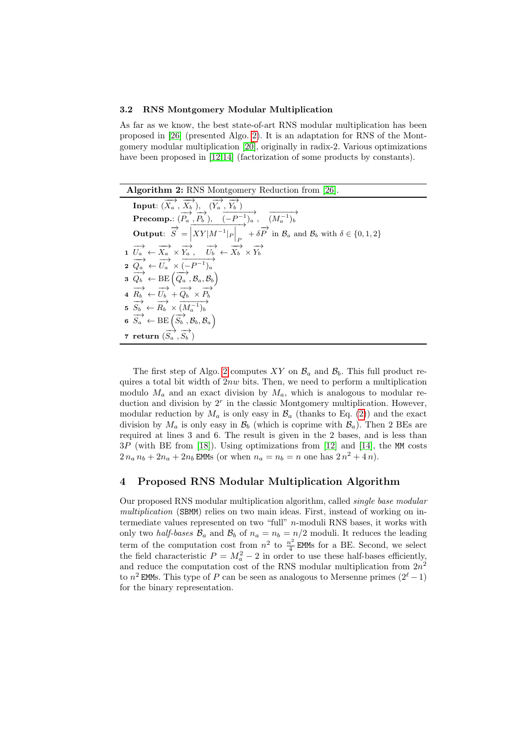### 3.2 RNS Montgomery Modular Multiplication

As far as we know, the best state-of-art RNS modular multiplication has been proposed in [26] (presented Algo. 2). It is an adaptation for RNS of the Montgomery modular multiplication [20], originally in radix-2. Various optimizations have been proposed in [12,14] (factorization of some products by constants).

---

**Algorithm 2:** RNS Montgomery Reduction from [26].

---

**Input**: $(\overrightarrow{X_a}, \overrightarrow{X_b}), \ (\overrightarrow{Y_a}, \overrightarrow{Y_b})$

**Precomp.**: $(\overrightarrow{P_a}, \overrightarrow{P_b}), \ \overrightarrow{(-P^{-1})_a}, \ \overrightarrow{(M_a^{-1})_b}$

**Output**: $\overrightarrow{S} = \overrightarrow{\left|XY|M^{-1}|_P\right|_P} + \delta\overrightarrow{P}$ in $\mathcal{B}_a$ and $\mathcal{B}_b$ with $\delta \in \{0, 1, 2\}$

1. $\overrightarrow{U_a} \leftarrow \overrightarrow{X_a} \times \overrightarrow{Y_a}, \quad \overrightarrow{U_b} \leftarrow \overrightarrow{X_b} \times \overrightarrow{Y_b}$
2. $\overrightarrow{Q_a} \leftarrow \overrightarrow{U_a} \times \overrightarrow{(-P^{-1})_a}$
3. $\overrightarrow{Q_b} \leftarrow \text{BE}\left(\overrightarrow{Q_a}, \mathcal{B}_a, \mathcal{B}_b\right)$
4. $\overrightarrow{R_b} \leftarrow \overrightarrow{U_b} + \overrightarrow{Q_b} \times \overrightarrow{P_b}$
5. $\overrightarrow{S_b} \leftarrow \overrightarrow{R_b} \times \overrightarrow{(M_a^{-1})_b}$
6. $\overrightarrow{S_a} \leftarrow \text{BE}\left(\overrightarrow{S_b}, \mathcal{B}_b, \mathcal{B}_a\right)$
7. **return** $(\overrightarrow{S_a}, \overrightarrow{S_b})$

---

The first step of Algo. 2 computes $XY$ on $\mathcal{B}_a$ and $\mathcal{B}_b$. This full product requires a total bit width of $2nw$ bits. Then, we need to perform a multiplication modulo $M_a$ and an exact division by $M_a$, which is analogous to modular reduction and division by $2^r$ in the classic Montgomery multiplication. However, modular reduction by $M_a$ is only easy in $\mathcal{B}_a$ (thanks to Eq. (2)) and the exact division by $M_a$ is only easy in $\mathcal{B}_b$ (which is coprime with $\mathcal{B}_a$). Then 2 BEs are required at lines 3 and 6. The result is given in the 2 bases, and is less than $3P$ (with BE from [18]). Using optimizations from [12] and [14], the MM costs $2\,n_a\,n_b + 2n_a + 2n_b$ EMMs (or when $n_a = n_b = n$ one has $2\,n^2 + 4\,n$).

## 4 Proposed RNS Modular Multiplication Algorithm

Our proposed RNS modular multiplication algorithm, called *single base modular multiplication* (SBMM) relies on two main ideas. First, instead of working on intermediate values represented on two "full" $n$-moduli RNS bases, it works with only two *half-bases* $\mathcal{B}_a$ and $\mathcal{B}_b$ of $n_a = n_b = n/2$ moduli. It reduces the leading term of the computation cost from $n^2$ to $\frac{n^2}{4}$ EMMs for a BE. Second, we select the field characteristic $P = M_a^2 - 2$ in order to use these half-bases efficiently, and reduce the computation cost of the RNS modular multiplication from $2n^2$ to $n^2$ EMMs. This type of $P$ can be seen as analogous to Mersenne primes ($2^\ell - 1$) for the binary representation.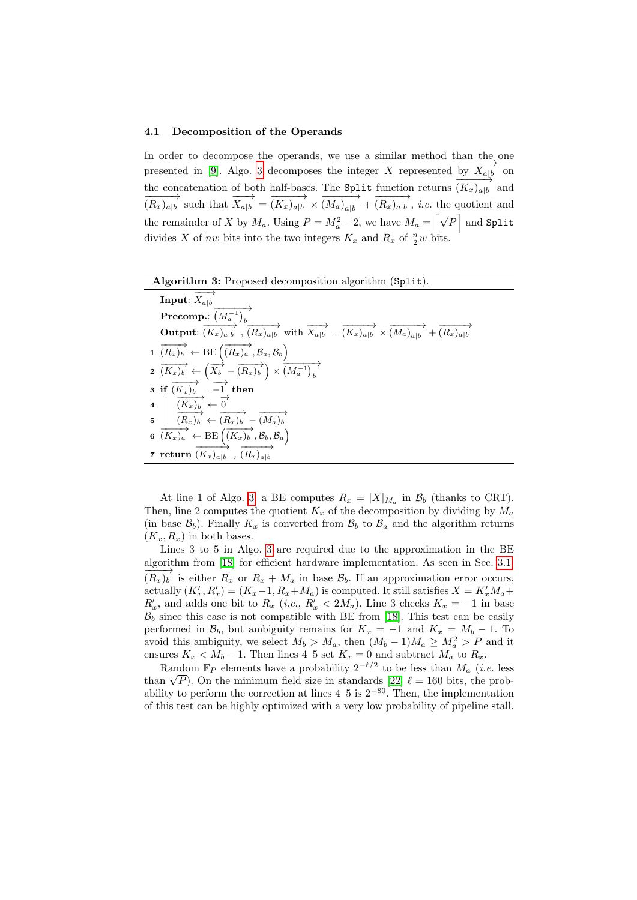### 4.1 Decomposition of the Operands

In order to decompose the operands, we use a similar method than the one presented in [9]. Algo. 3 decomposes the integer $X$ represented by $\overrightarrow{X_{a|b}}$ on the concatenation of both half-bases. The `Split` function returns $\overrightarrow{(K_x)_{a|b}}$ and $\overrightarrow{(R_x)_{a|b}}$ such that $\overrightarrow{X_{a|b}} = \overrightarrow{(K_x)_{a|b}} \times \overrightarrow{(M_a)_{a|b}} + \overrightarrow{(R_x)_{a|b}}$, *i.e.* the quotient and the remainder of $X$ by $M_a$. Using $P = M_a^2 - 2$, we have $M_a = \left\lceil \sqrt{P} \right\rceil$ and `Split` divides $X$ of $nw$ bits into the two integers $K_x$ and $R_x$ of $\frac{n}{2}w$ bits.

**Algorithm 3:** Proposed decomposition algorithm (`Split`).

**Input**: $\overrightarrow{X_{a|b}}$

**Precomp.**: $\overrightarrow{\left(M_a^{-1}\right)_b}$

**Output**: $\overrightarrow{(K_x)_{a|b}}$ , $\overrightarrow{(R_x)_{a|b}}$ with $\overrightarrow{X_{a|b}} = \overrightarrow{(K_x)_{a|b}} \times \overrightarrow{(M_a)_{a|b}} + \overrightarrow{(R_x)_{a|b}}$

1. $\overrightarrow{(R_x)_b} \leftarrow \text{BE}\left(\overrightarrow{(R_x)_a}, \mathcal{B}_a, \mathcal{B}_b\right)$
2. $\overrightarrow{(K_x)_b} \leftarrow \left(\overrightarrow{X_b} - \overrightarrow{(R_x)_b}\right) \times \overrightarrow{\left(M_a^{-1}\right)_b}$
3. **if** $\overrightarrow{(K_x)_b} = \overrightarrow{-1}$ **then**
4. $\quad$ $\overrightarrow{(K_x)_b} \leftarrow \overrightarrow{0}$
5. $\quad$ $\overrightarrow{(R_x)_b} \leftarrow \overrightarrow{(R_x)_b} - \overrightarrow{(M_a)_b}$
6. $\overrightarrow{(K_x)_a} \leftarrow \text{BE}\left(\overrightarrow{(K_x)_b}, \mathcal{B}_b, \mathcal{B}_a\right)$
7. **return** $\overrightarrow{(K_x)_{a|b}}$ , $\overrightarrow{(R_x)_{a|b}}$

At line 1 of Algo. 3, a BE computes $R_x = |X|_{M_a}$ in $\mathcal{B}_b$ (thanks to CRT). Then, line 2 computes the quotient $K_x$ of the decomposition by dividing by $M_a$ (in base $\mathcal{B}_b$). Finally $K_x$ is converted from $\mathcal{B}_b$ to $\mathcal{B}_a$ and the algorithm returns $(K_x, R_x)$ in both bases.

Lines 3 to 5 in Algo. 3 are required due to the approximation in the BE algorithm from [18] for efficient hardware implementation. As seen in Sec. 3.1, $\overrightarrow{(R_x)_b}$ is either $R_x$ or $R_x + M_a$ in base $\mathcal{B}_b$. If an approximation error occurs, actually $(K_x', R_x') = (K_x - 1, R_x + M_a)$ is computed. It still satisfies $X = K_x' M_a + R_x'$, and adds one bit to $R_x$ (*i.e.*, $R_x' < 2M_a$). Line 3 checks $K_x = -1$ in base $\mathcal{B}_b$ since this case is not compatible with BE from [18]. This test can be easily performed in $\mathcal{B}_b$, but ambiguity remains for $K_x = -1$ and $K_x = M_b - 1$. To avoid this ambiguity, we select $M_b > M_a$, then $(M_b - 1)M_a \geq M_a^2 > P$ and it ensures $K_x < M_b - 1$. Then lines 4–5 set $K_x = 0$ and subtract $M_a$ to $R_x$.

Random $\mathbb{F}_P$ elements have a probability $2^{-\ell/2}$ to be less than $M_a$ (*i.e.* less than $\sqrt{P}$). On the minimum field size in standards [22] $\ell = 160$ bits, the probability to perform the correction at lines 4–5 is $2^{-80}$. Then, the implementation of this test can be highly optimized with a very low probability of pipeline stall.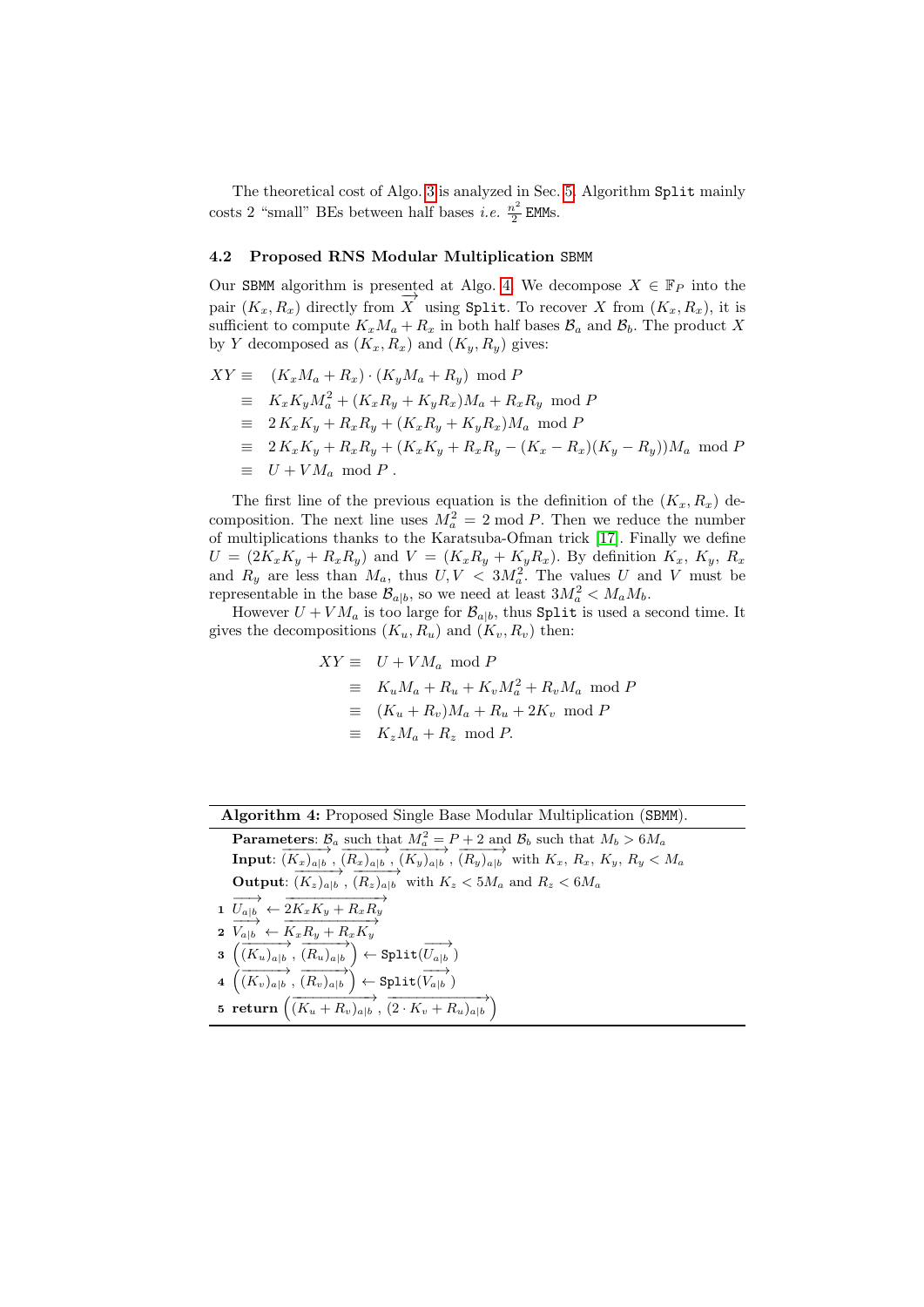The theoretical cost of Algo. 3 is analyzed in Sec. 5. Algorithm `Split` mainly costs 2 "small" BEs between half bases *i.e.* $\frac{n^2}{2}$ `EMM`s.

### 4.2 Proposed RNS Modular Multiplication SBMM

Our `SBMM` algorithm is presented at Algo. 4. We decompose $X \in \mathbb{F}_P$ into the pair $(K_x, R_x)$ directly from $\overrightarrow{X}$ using `Split`. To recover $X$ from $(K_x, R_x)$, it is sufficient to compute $K_x M_a + R_x$ in both half bases $\mathcal{B}_a$ and $\mathcal{B}_b$. The product $X$ by $Y$ decomposed as $(K_x, R_x)$ and $(K_y, R_y)$ gives:

$$
\begin{aligned}
XY \equiv\;& (K_x M_a + R_x) \cdot (K_y M_a + R_y) \mod P \\
\equiv\;& K_x K_y M_a^2 + (K_x R_y + K_y R_x) M_a + R_x R_y \mod P \\
\equiv\;& 2\, K_x K_y + R_x R_y + (K_x R_y + K_y R_x) M_a \mod P \\
\equiv\;& 2\, K_x K_y + R_x R_y + (K_x K_y + R_x R_y - (K_x - R_x)(K_y - R_y)) M_a \mod P \\
\equiv\;& U + V M_a \mod P \,.
\end{aligned}
$$

The first line of the previous equation is the definition of the $(K_x, R_x)$ decomposition. The next line uses $M_a^2 = 2 \bmod P$. Then we reduce the number of multiplications thanks to the Karatsuba-Ofman trick [17]. Finally we define $U = (2K_x K_y + R_x R_y)$ and $V = (K_x R_y + K_y R_x)$. By definition $K_x$, $K_y$, $R_x$ and $R_y$ are less than $M_a$, thus $U, V < 3M_a^2$. The values $U$ and $V$ must be representable in the base $\mathcal{B}_{a|b}$, so we need at least $3M_a^2 < M_a M_b$.

However $U + V M_a$ is too large for $\mathcal{B}_{a|b}$, thus `Split` is used a second time. It gives the decompositions $(K_u, R_u)$ and $(K_v, R_v)$ then:

$$
\begin{aligned}
XY \equiv\;& U + V M_a \mod P \\
\equiv\;& K_u M_a + R_u + K_v M_a^2 + R_v M_a \mod P \\
\equiv\;& (K_u + R_v) M_a + R_u + 2K_v \mod P \\
\equiv\;& K_z M_a + R_z \mod P.
\end{aligned}
$$

---

**Algorithm 4:** Proposed Single Base Modular Multiplication (`SBMM`).

---

**Parameters**: $\mathcal{B}_a$ such that $M_a^2 = P + 2$ and $\mathcal{B}_b$ such that $M_b > 6M_a$
**Input**: $\overrightarrow{(K_x)_{a|b}}$, $\overrightarrow{(R_x)_{a|b}}$, $\overrightarrow{(K_y)_{a|b}}$, $\overrightarrow{(R_y)_{a|b}}$ with $K_x$, $R_x$, $K_y$, $R_y < M_a$
**Output**: $\overrightarrow{(K_z)_{a|b}}$, $\overrightarrow{(R_z)_{a|b}}$ with $K_z < 5M_a$ and $R_z < 6M_a$

1. $\overrightarrow{U_{a|b}} \leftarrow \overrightarrow{2K_x K_y + R_x R_y}$
2. $\overrightarrow{V_{a|b}} \leftarrow \overrightarrow{K_x R_y + R_x K_y}$
3. $\left(\overrightarrow{(K_u)_{a|b}}, \overrightarrow{(R_u)_{a|b}}\right) \leftarrow$ `Split`$(\overrightarrow{U_{a|b}})$
4. $\left(\overrightarrow{(K_v)_{a|b}}, \overrightarrow{(R_v)_{a|b}}\right) \leftarrow$ `Split`$(\overrightarrow{V_{a|b}})$
5. **return** $\left(\overrightarrow{(K_u + R_v)_{a|b}}, \overrightarrow{(2 \cdot K_v + R_u)_{a|b}}\right)$

---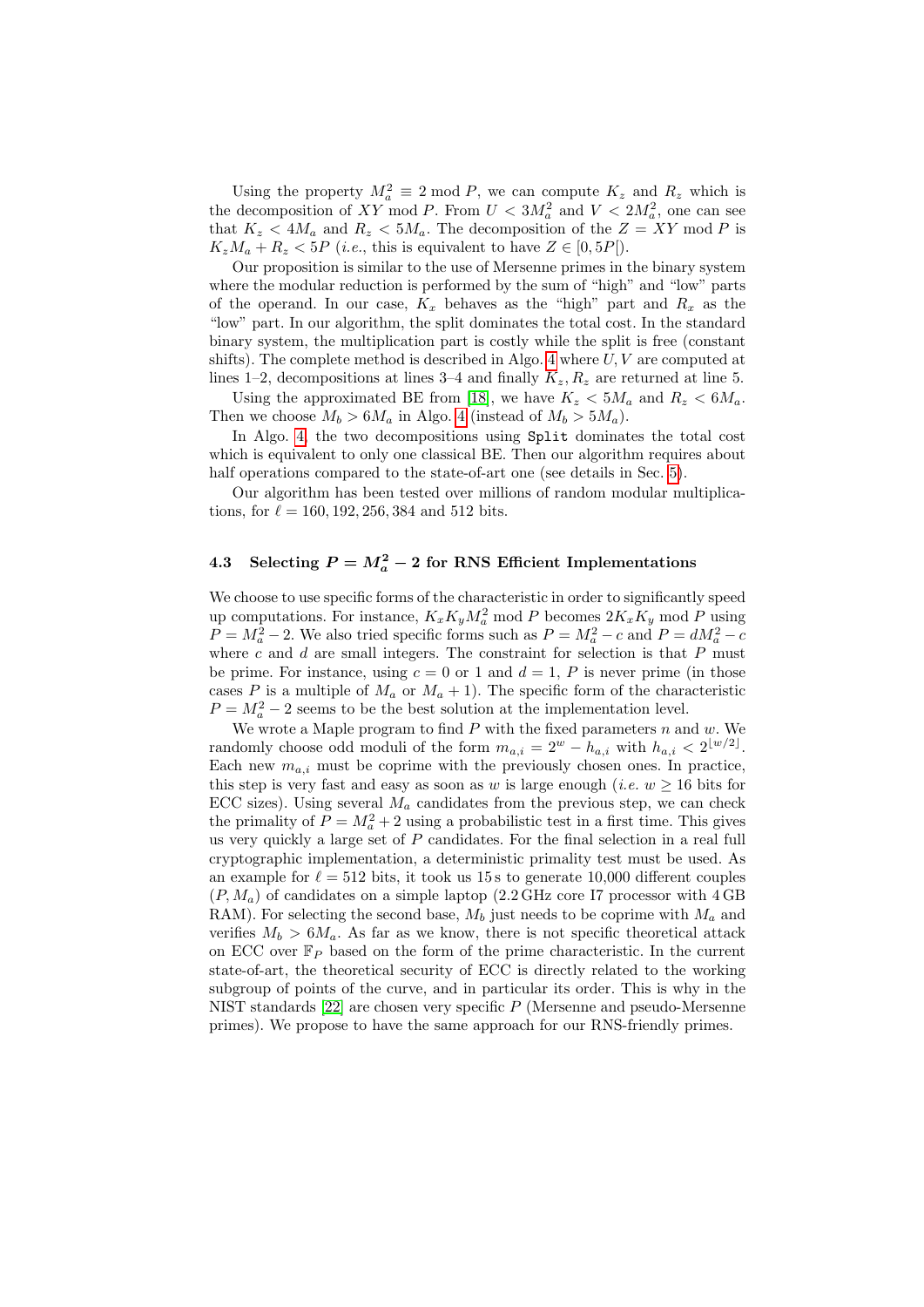Using the property $M_a^2 \equiv 2 \bmod P$, we can compute $K_z$ and $R_z$ which is the decomposition of $XY \bmod P$. From $U < 3M_a^2$ and $V < 2M_a^2$, one can see that $K_z < 4M_a$ and $R_z < 5M_a$. The decomposition of the $Z = XY \bmod P$ is $K_z M_a + R_z < 5P$ (*i.e.*, this is equivalent to have $Z \in [0, 5P[$).

Our proposition is similar to the use of Mersenne primes in the binary system where the modular reduction is performed by the sum of "high" and "low" parts of the operand. In our case, $K_x$ behaves as the "high" part and $R_x$ as the "low" part. In our algorithm, the split dominates the total cost. In the standard binary system, the multiplication part is costly while the split is free (constant shifts). The complete method is described in Algo. 4 where $U, V$ are computed at lines 1–2, decompositions at lines 3–4 and finally $K_z, R_z$ are returned at line 5.

Using the approximated BE from [18], we have $K_z < 5M_a$ and $R_z < 6M_a$. Then we choose $M_b > 6M_a$ in Algo. 4 (instead of $M_b > 5M_a$).

In Algo. 4, the two decompositions using `Split` dominates the total cost which is equivalent to only one classical BE. Then our algorithm requires about half operations compared to the state-of-art one (see details in Sec. 5).

Our algorithm has been tested over millions of random modular multiplications, for $\ell = 160, 192, 256, 384$ and $512$ bits.

### 4.3 Selecting $P = M_a^2 - 2$ for RNS Efficient Implementations

We choose to use specific forms of the characteristic in order to significantly speed up computations. For instance, $K_x K_y M_a^2 \bmod P$ becomes $2K_x K_y \bmod P$ using $P = M_a^2 - 2$. We also tried specific forms such as $P = M_a^2 - c$ and $P = dM_a^2 - c$ where $c$ and $d$ are small integers. The constraint for selection is that $P$ must be prime. For instance, using $c = 0$ or $1$ and $d = 1$, $P$ is never prime (in those cases $P$ is a multiple of $M_a$ or $M_a + 1$). The specific form of the characteristic $P = M_a^2 - 2$ seems to be the best solution at the implementation level.

We wrote a Maple program to find $P$ with the fixed parameters $n$ and $w$. We randomly choose odd moduli of the form $m_{a,i} = 2^w - h_{a,i}$ with $h_{a,i} < 2^{\lfloor w/2 \rfloor}$. Each new $m_{a,i}$ must be coprime with the previously chosen ones. In practice, this step is very fast and easy as soon as $w$ is large enough (*i.e.* $w \geq 16$ bits for ECC sizes). Using several $M_a$ candidates from the previous step, we can check the primality of $P = M_a^2 + 2$ using a probabilistic test in a first time. This gives us very quickly a large set of $P$ candidates. For the final selection in a real full cryptographic implementation, a deterministic primality test must be used. As an example for $\ell = 512$ bits, it took us 15 s to generate 10,000 different couples $(P, M_a)$ of candidates on a simple laptop (2.2 GHz core I7 processor with 4 GB RAM). For selecting the second base, $M_b$ just needs to be coprime with $M_a$ and verifies $M_b > 6M_a$. As far as we know, there is not specific theoretical attack on ECC over $\mathbb{F}_P$ based on the form of the prime characteristic. In the current state-of-art, the theoretical security of ECC is directly related to the working subgroup of points of the curve, and in particular its order. This is why in the NIST standards [22] are chosen very specific $P$ (Mersenne and pseudo-Mersenne primes). We propose to have the same approach for our RNS-friendly primes.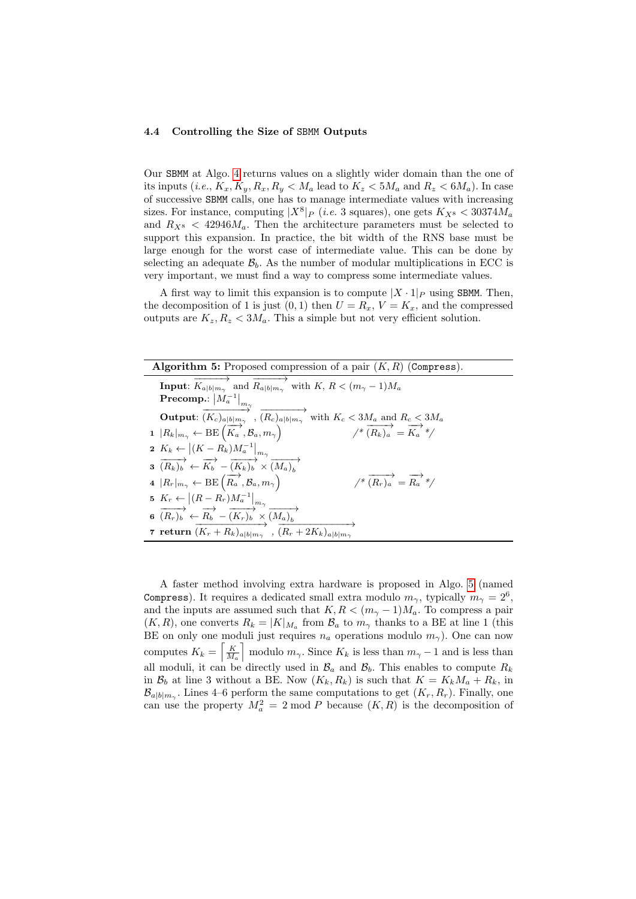### 4.4 Controlling the Size of SBMM Outputs

Our SBMM at Algo. 4 returns values on a slightly wider domain than the one of its inputs (*i.e.*, $K_x, K_y, R_x, R_y < M_a$ lead to $K_z < 5M_a$ and $R_z < 6M_a$). In case of successive SBMM calls, one has to manage intermediate values with increasing sizes. For instance, computing $|X^8|_P$ (*i.e.* 3 squares), one gets $K_{X^8} < 30374M_a$ and $R_{X^8} < 42946M_a$. Then the architecture parameters must be selected to support this expansion. In practice, the bit width of the RNS base must be large enough for the worst case of intermediate value. This can be done by selecting an adequate $\mathcal{B}_b$. As the number of modular multiplications in ECC is very important, we must find a way to compress some intermediate values.

A first way to limit this expansion is to compute $|X \cdot 1|_P$ using SBMM. Then, the decomposition of 1 is just $(0, 1)$ then $U = R_x$, $V = K_x$, and the compressed outputs are $K_z, R_z < 3M_a$. This a simple but not very efficient solution.

---

**Algorithm 5:** Proposed compression of a pair $(K, R)$ (Compress).

---

**Input**: $\overrightarrow{K_{a|b|m_\gamma}}$ and $\overrightarrow{R_{a|b|m_\gamma}}$ with $K,\, R < (m_\gamma - 1)M_a$
**Precomp.**: $\left|M_a^{-1}\right|_{m_\gamma}$
**Output**: $\overrightarrow{(K_c)_{a|b|m_\gamma}}$ , $\overrightarrow{(R_c)_{a|b|m_\gamma}}$ with $K_c < 3M_a$ and $R_c < 3M_a$

1. $|R_k|_{m_\gamma} \leftarrow \text{BE}\left(\overrightarrow{K_a}, \mathcal{B}_a, m_\gamma\right)$  /* $\overrightarrow{(R_k)_a} = \overrightarrow{K_a}$ */
2. $K_k \leftarrow \left|(K - R_k)M_a^{-1}\right|_{m_\gamma}$
3. $\overrightarrow{(R_k)_b} \leftarrow \overrightarrow{K_b} - \overrightarrow{(K_k)_b} \times \overrightarrow{(M_a)_b}$
4. $|R_r|_{m_\gamma} \leftarrow \text{BE}\left(\overrightarrow{R_a}, \mathcal{B}_a, m_\gamma\right)$  /* $\overrightarrow{(R_r)_a} = \overrightarrow{R_a}$ */
5. $K_r \leftarrow \left|(R - R_r)M_a^{-1}\right|_{m_\gamma}$
6. $\overrightarrow{(R_r)_b} \leftarrow \overrightarrow{R_b} - \overrightarrow{(K_r)_b} \times \overrightarrow{(M_a)_b}$
7. **return** $\overrightarrow{(K_r + R_k)_{a|b|m_\gamma}}$ , $\overrightarrow{(R_r + 2K_k)_{a|b|m_\gamma}}$

---

A faster method involving extra hardware is proposed in Algo. 5 (named Compress). It requires a dedicated small extra modulo $m_\gamma$, typically $m_\gamma = 2^6$, and the inputs are assumed such that $K, R < (m_\gamma - 1)M_a$. To compress a pair $(K, R)$, one converts $R_k = |K|_{M_a}$ from $\mathcal{B}_a$ to $m_\gamma$ thanks to a BE at line 1 (this BE on only one moduli just requires $n_a$ operations modulo $m_\gamma$). One can now computes $K_k = \left\lceil \frac{K}{M_a} \right\rceil$ modulo $m_\gamma$. Since $K_k$ is less than $m_\gamma - 1$ and is less than all moduli, it can be directly used in $\mathcal{B}_a$ and $\mathcal{B}_b$. This enables to compute $R_k$ in $\mathcal{B}_b$ at line 3 without a BE. Now $(K_k, R_k)$ is such that $K = K_k M_a + R_k$, in $\mathcal{B}_{a|b|m_\gamma}$. Lines 4–6 perform the same computations to get $(K_r, R_r)$. Finally, one can use the property $M_a^2 = 2 \bmod P$ because $(K, R)$ is the decomposition of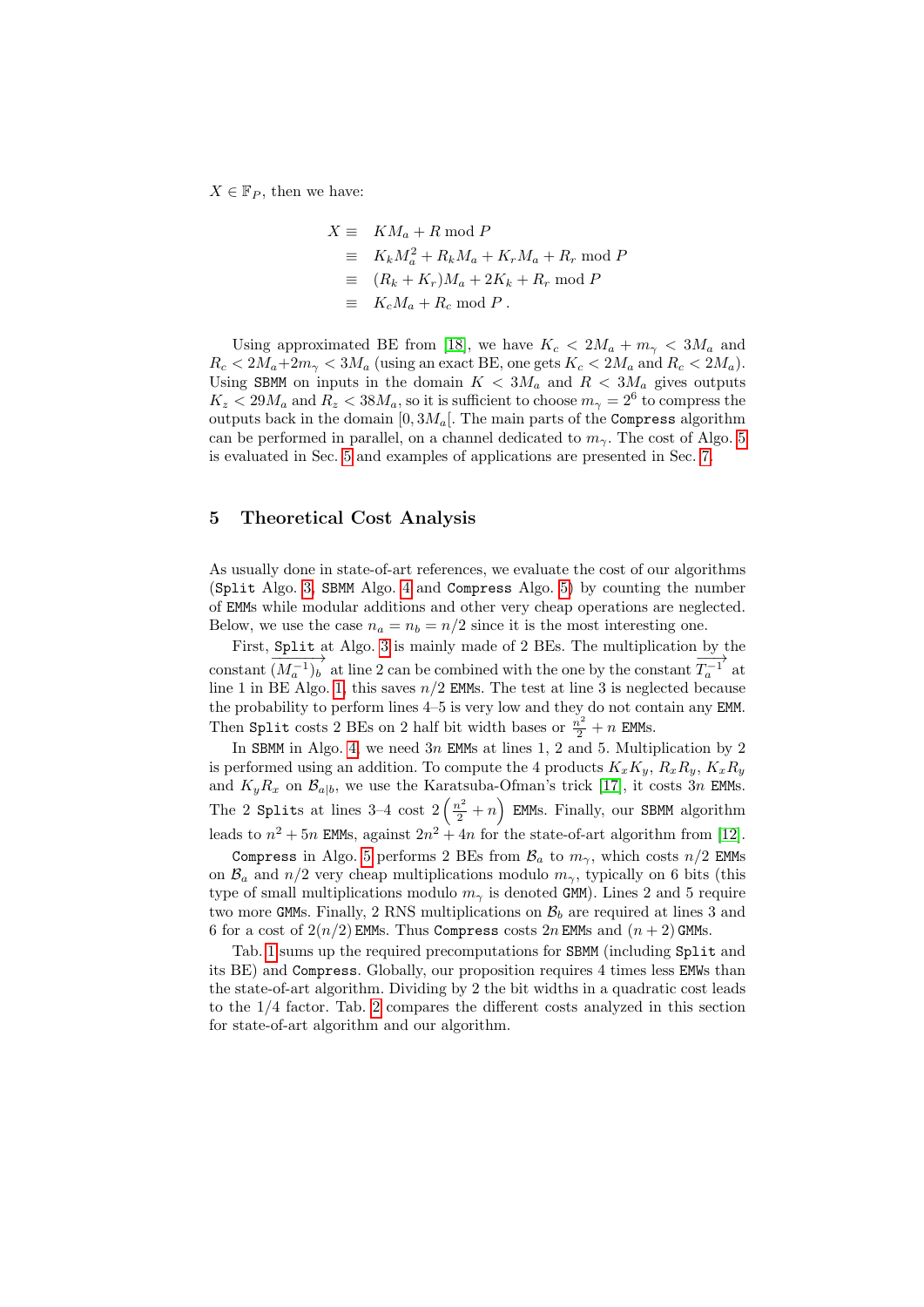$X \in \mathbb{F}_P$, then we have:

$$
\begin{aligned}
X \equiv &\quad K M_a + R \bmod P \\
\equiv &\quad K_k M_a^2 + R_k M_a + K_r M_a + R_r \bmod P \\
\equiv &\quad (R_k + K_r) M_a + 2K_k + R_r \bmod P \\
\equiv &\quad K_c M_a + R_c \bmod P \ .
\end{aligned}
$$

Using approximated BE from [18], we have $K_c < 2M_a + m_\gamma < 3M_a$ and $R_c < 2M_a + 2m_\gamma < 3M_a$ (using an exact BE, one gets $K_c < 2M_a$ and $R_c < 2M_a$). Using `SBMM` on inputs in the domain $K < 3M_a$ and $R < 3M_a$ gives outputs $K_z < 29M_a$ and $R_z < 38M_a$, so it is sufficient to choose $m_\gamma = 2^6$ to compress the outputs back in the domain $[0, 3M_a[$. The main parts of the `Compress` algorithm can be performed in parallel, on a channel dedicated to $m_\gamma$. The cost of Algo. 5 is evaluated in Sec. 5 and examples of applications are presented in Sec. 7.

## 5 Theoretical Cost Analysis

As usually done in state-of-art references, we evaluate the cost of our algorithms (`Split` Algo. 3, `SBMM` Algo. 4 and `Compress` Algo. 5) by counting the number of `EMM`s while modular additions and other very cheap operations are neglected. Below, we use the case $n_a = n_b = n/2$ since it is the most interesting one.

First, `Split` at Algo. 3 is mainly made of 2 BEs. The multiplication by the constant $\overrightarrow{(M_a^{-1})_b}$ at line 2 can be combined with the one by the constant $\overrightarrow{T_a^{-1}}$ at line 1 in BE Algo. 1, this saves $n/2$ `EMM`s. The test at line 3 is neglected because the probability to perform lines 4–5 is very low and they do not contain any `EMM`. Then `Split` costs 2 BEs on 2 half bit width bases or $\frac{n^2}{2} + n$ `EMM`s.

In `SBMM` in Algo. 4, we need $3n$ `EMM`s at lines 1, 2 and 5. Multiplication by 2 is performed using an addition. To compute the 4 products $K_x K_y$, $R_x R_y$, $K_x R_y$ and $K_y R_x$ on $\mathcal{B}_{a|b}$, we use the Karatsuba-Ofman's trick [17], it costs $3n$ `EMM`s. The 2 `Split`s at lines 3–4 cost $2\left(\frac{n^2}{2} + n\right)$ `EMM`s. Finally, our `SBMM` algorithm leads to $n^2 + 5n$ `EMM`s, against $2n^2 + 4n$ for the state-of-art algorithm from [12].

`Compress` in Algo. 5 performs 2 BEs from $\mathcal{B}_a$ to $m_\gamma$, which costs $n/2$ `EMM`s on $\mathcal{B}_a$ and $n/2$ very cheap multiplications modulo $m_\gamma$, typically on 6 bits (this type of small multiplications modulo $m_\gamma$ is denoted `GMM`). Lines 2 and 5 require two more `GMM`s. Finally, 2 RNS multiplications on $\mathcal{B}_b$ are required at lines 3 and 6 for a cost of $2(n/2)$ `EMM`s. Thus `Compress` costs $2n$ `EMM`s and $(n+2)$ `GMM`s.

Tab. 1 sums up the required precomputations for `SBMM` (including `Split` and its BE) and `Compress`. Globally, our proposition requires 4 times less `EMW`s than the state-of-art algorithm. Dividing by 2 the bit widths in a quadratic cost leads to the 1/4 factor. Tab. 2 compares the different costs analyzed in this section for state-of-art algorithm and our algorithm.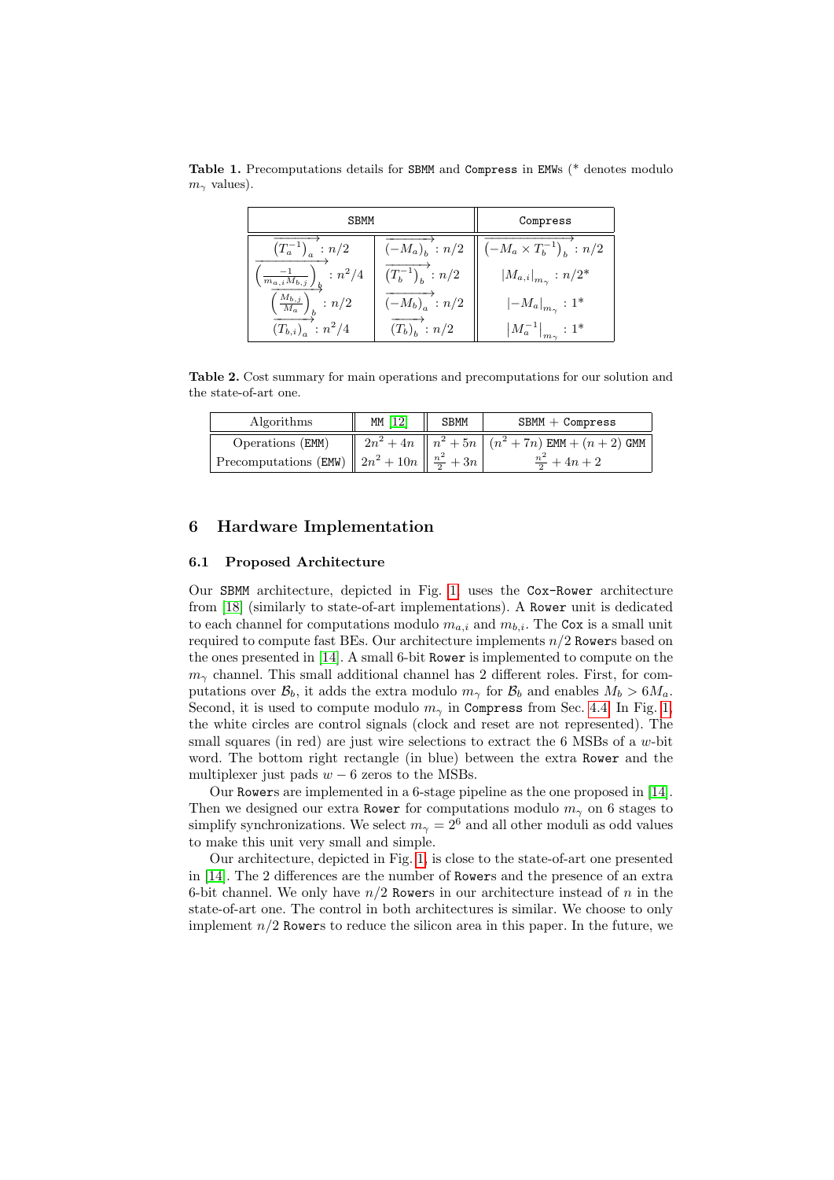**Table 1.** Precomputations details for SBMM and Compress in EMWs (* denotes modulo $m_\gamma$ values).

| SBMM | | Compress |
|---|---|---|
| $\overrightarrow{\left(T_a^{-1}\right)_a}$ : $n/2$ | $\overrightarrow{\left(-M_a\right)_b}$ : $n/2$ | $\overrightarrow{\left(-M_a \times T_b^{-1}\right)_b}$ : $n/2$ |
| $\overrightarrow{\left(\frac{-1}{m_{a,i} M_{b,j}}\right)_b}$ : $n^2/4$ | $\overrightarrow{\left(T_b^{-1}\right)_b}$ : $n/2$ | $\lvert M_{a,i} \rvert_{m_\gamma}$ : $n/2$* |
| $\overrightarrow{\left(\frac{M_{b,j}}{M_a}\right)_b}$ : $n/2$ | $\overrightarrow{\left(-M_b\right)_a}$ : $n/2$ | $\lvert -M_a \rvert_{m_\gamma}$ : 1* |
| $\overrightarrow{\left(T_{b,i}\right)_a}$ : $n^2/4$ | $\overrightarrow{\left(T_b\right)_b}$ : $n/2$ | $\lvert M_a^{-1} \rvert_{m_\gamma}$ : 1* |

**Table 2.** Cost summary for main operations and precomputations for our solution and the state-of-art one.

| Algorithms | MM [12] | SBMM | SBMM + Compress |
|---|---|---|---|
| Operations (EMM) | $2n^2 + 4n$ | $n^2 + 5n$ | $(n^2 + 7n)$ EMM + $(n + 2)$ GMM |
| Precomputations (EMW) | $2n^2 + 10n$ | $\frac{n^2}{2} + 3n$ | $\frac{n^2}{2} + 4n + 2$ |

## 6 Hardware Implementation

### 6.1 Proposed Architecture

Our SBMM architecture, depicted in Fig. 1, uses the Cox-Rower architecture from [18] (similarly to state-of-art implementations). A Rower unit is dedicated to each channel for computations modulo $m_{a,i}$ and $m_{b,i}$. The Cox is a small unit required to compute fast BEs. Our architecture implements $n/2$ Rowers based on the ones presented in [14]. A small 6-bit Rower is implemented to compute on the $m_\gamma$ channel. This small additional channel has 2 different roles. First, for computations over $\mathcal{B}_b$, it adds the extra modulo $m_\gamma$ for $\mathcal{B}_b$ and enables $M_b > 6M_a$. Second, it is used to compute modulo $m_\gamma$ in Compress from Sec. 4.4. In Fig. 1, the white circles are control signals (clock and reset are not represented). The small squares (in red) are just wire selections to extract the 6 MSBs of a $w$-bit word. The bottom right rectangle (in blue) between the extra Rower and the multiplexer just pads $w - 6$ zeros to the MSBs.

Our Rowers are implemented in a 6-stage pipeline as the one proposed in [14]. Then we designed our extra Rower for computations modulo $m_\gamma$ on 6 stages to simplify synchronizations. We select $m_\gamma = 2^6$ and all other moduli as odd values to make this unit very small and simple.

Our architecture, depicted in Fig. 1, is close to the state-of-art one presented in [14]. The 2 differences are the number of Rowers and the presence of an extra 6-bit channel. We only have $n/2$ Rowers in our architecture instead of $n$ in the state-of-art one. The control in both architectures is similar. We choose to only implement $n/2$ Rowers to reduce the silicon area in this paper. In the future, we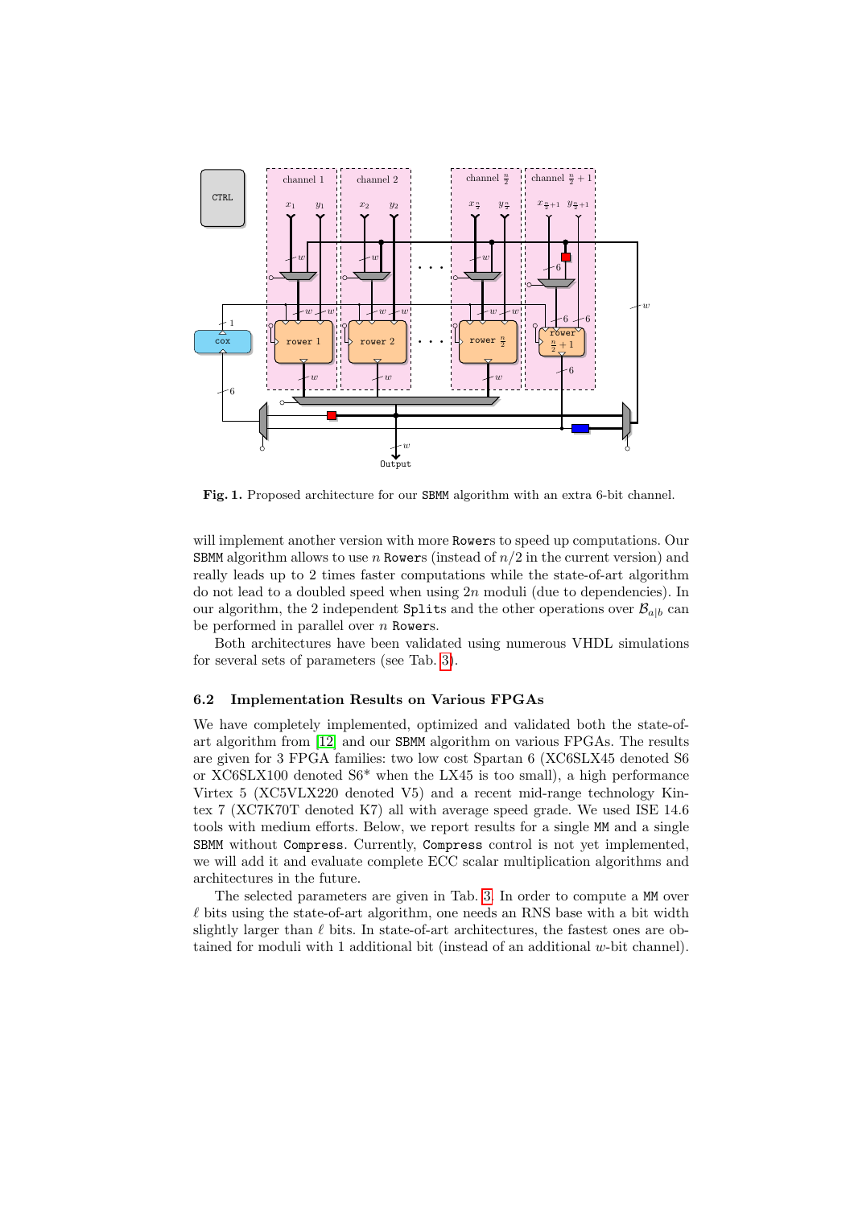**Fig. 1.** Proposed architecture for our SBMM algorithm with an extra 6-bit channel.

will implement another version with more Rowers to speed up computations. Our SBMM algorithm allows to use $n$ Rowers (instead of $n/2$ in the current version) and really leads up to 2 times faster computations while the state-of-art algorithm do not lead to a doubled speed when using $2n$ moduli (due to dependencies). In our algorithm, the 2 independent Splits and the other operations over $\mathcal{B}_{a|b}$ can be performed in parallel over $n$ Rowers.

Both architectures have been validated using numerous VHDL simulations for several sets of parameters (see Tab. 3).

### 6.2 Implementation Results on Various FPGAs

We have completely implemented, optimized and validated both the state-of-art algorithm from [12] and our SBMM algorithm on various FPGAs. The results are given for 3 FPGA families: two low cost Spartan 6 (XC6SLX45 denoted S6 or XC6SLX100 denoted S6* when the LX45 is too small), a high performance Virtex 5 (XC5VLX220 denoted V5) and a recent mid-range technology Kintex 7 (XC7K70T denoted K7) all with average speed grade. We used ISE 14.6 tools with medium efforts. Below, we report results for a single MM and a single SBMM without Compress. Currently, Compress control is not yet implemented, we will add it and evaluate complete ECC scalar multiplication algorithms and architectures in the future.

The selected parameters are given in Tab. 3. In order to compute a MM over $\ell$ bits using the state-of-art algorithm, one needs an RNS base with a bit width slightly larger than $\ell$ bits. In state-of-art architectures, the fastest ones are obtained for moduli with 1 additional bit (instead of an additional $w$-bit channel).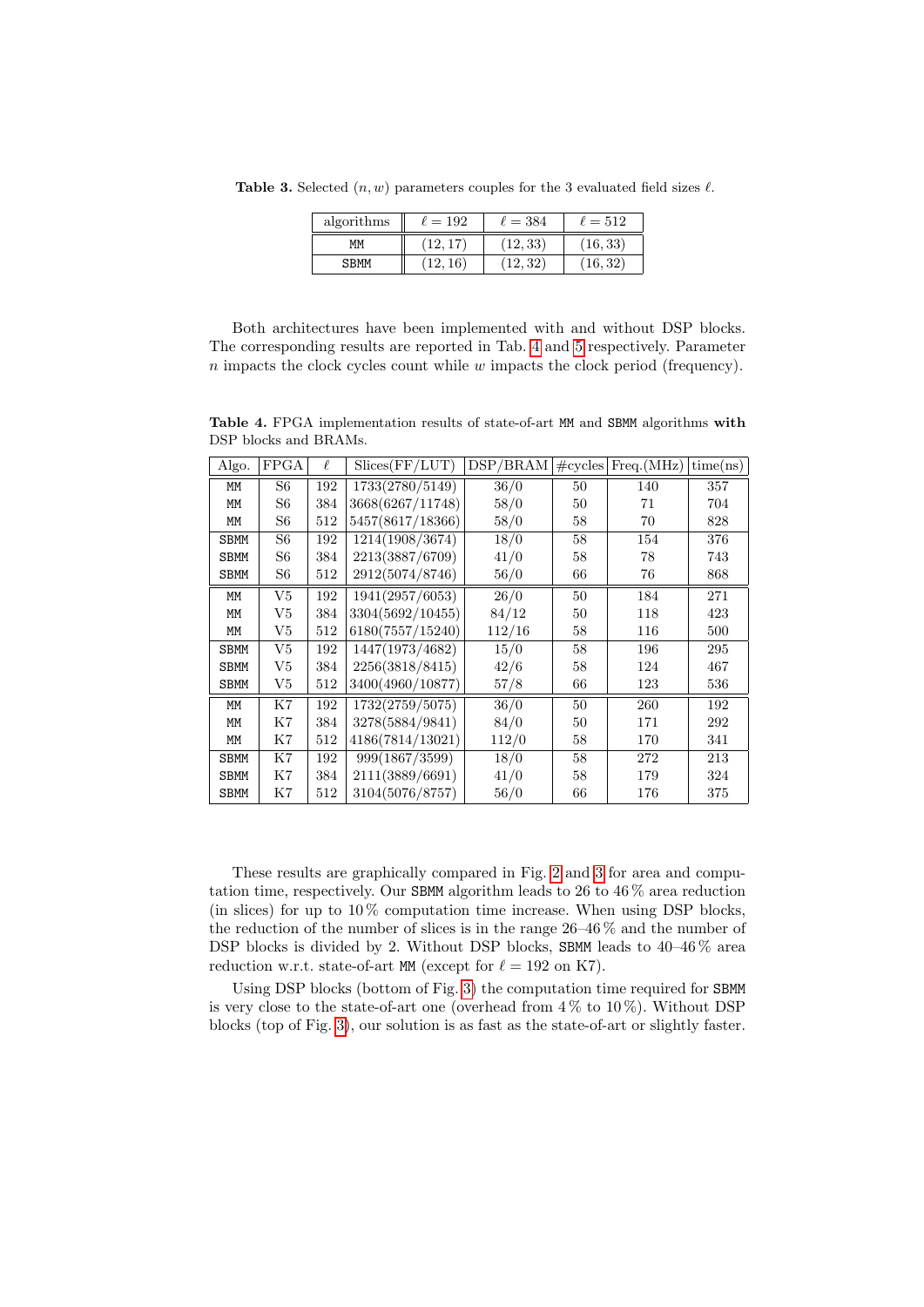**Table 3.** Selected $(n, w)$ parameters couples for the 3 evaluated field sizes $\ell$.

| algorithms | $\ell = 192$ | $\ell = 384$ | $\ell = 512$ |
|---|---|---|---|
| MM | $(12, 17)$ | $(12, 33)$ | $(16, 33)$ |
| SBMM | $(12, 16)$ | $(12, 32)$ | $(16, 32)$ |

Both architectures have been implemented with and without DSP blocks. The corresponding results are reported in Tab. 4 and 5 respectively. Parameter $n$ impacts the clock cycles count while $w$ impacts the clock period (frequency).

**Table 4.** FPGA implementation results of state-of-art MM and SBMM algorithms **with** DSP blocks and BRAMs.

| Algo. | FPGA | $\ell$ | Slices(FF/LUT) | DSP/BRAM | #cycles | Freq.(MHz) | time(ns) |
|---|---|---|---|---|---|---|---|
| MM | S6 | 192 | 1733(2780/5149) | 36/0 | 50 | 140 | 357 |
| MM | S6 | 384 | 3668(6267/11748) | 58/0 | 50 | 71 | 704 |
| MM | S6 | 512 | 5457(8617/18366) | 58/0 | 58 | 70 | 828 |
| SBMM | S6 | 192 | 1214(1908/3674) | 18/0 | 58 | 154 | 376 |
| SBMM | S6 | 384 | 2213(3887/6709) | 41/0 | 58 | 78 | 743 |
| SBMM | S6 | 512 | 2912(5074/8746) | 56/0 | 66 | 76 | 868 |
| MM | V5 | 192 | 1941(2957/6053) | 26/0 | 50 | 184 | 271 |
| MM | V5 | 384 | 3304(5692/10455) | 84/12 | 50 | 118 | 423 |
| MM | V5 | 512 | 6180(7557/15240) | 112/16 | 58 | 116 | 500 |
| SBMM | V5 | 192 | 1447(1973/4682) | 15/0 | 58 | 196 | 295 |
| SBMM | V5 | 384 | 2256(3818/8415) | 42/6 | 58 | 124 | 467 |
| SBMM | V5 | 512 | 3400(4960/10877) | 57/8 | 66 | 123 | 536 |
| MM | K7 | 192 | 1732(2759/5075) | 36/0 | 50 | 260 | 192 |
| MM | K7 | 384 | 3278(5884/9841) | 84/0 | 50 | 171 | 292 |
| MM | K7 | 512 | 4186(7814/13021) | 112/0 | 58 | 170 | 341 |
| SBMM | K7 | 192 | 999(1867/3599) | 18/0 | 58 | 272 | 213 |
| SBMM | K7 | 384 | 2111(3889/6691) | 41/0 | 58 | 179 | 324 |
| SBMM | K7 | 512 | 3104(5076/8757) | 56/0 | 66 | 176 | 375 |

These results are graphically compared in Fig. 2 and 3 for area and computation time, respectively. Our SBMM algorithm leads to 26 to 46 % area reduction (in slices) for up to 10 % computation time increase. When using DSP blocks, the reduction of the number of slices is in the range 26–46 % and the number of DSP blocks is divided by 2. Without DSP blocks, SBMM leads to 40–46 % area reduction w.r.t. state-of-art MM (except for $\ell = 192$ on K7).

Using DSP blocks (bottom of Fig. 3) the computation time required for SBMM is very close to the state-of-art one (overhead from 4 % to 10 %). Without DSP blocks (top of Fig. 3), our solution is as fast as the state-of-art or slightly faster.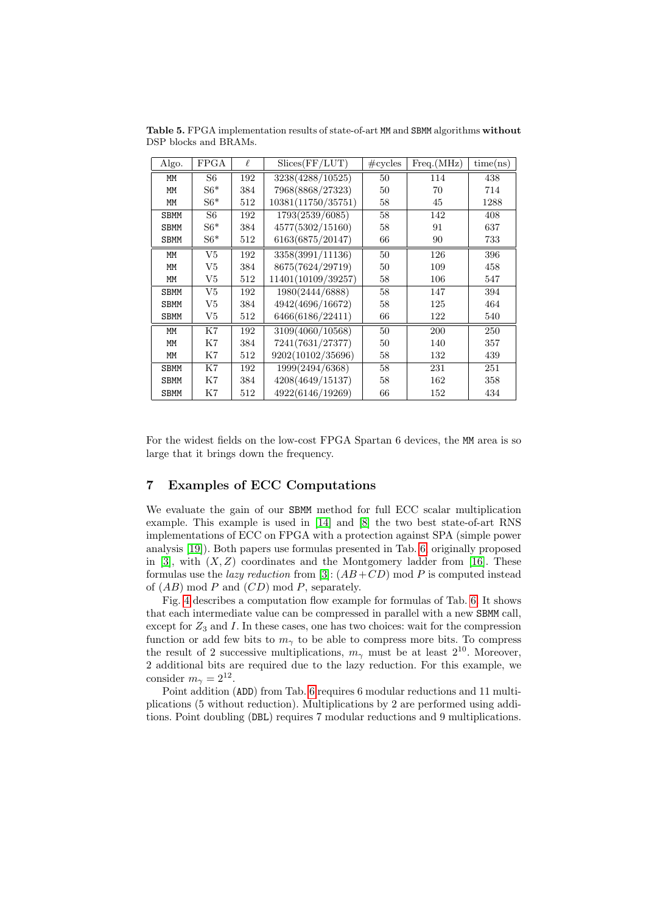**Table 5.** FPGA implementation results of state-of-art MM and SBMM algorithms **without** DSP blocks and BRAMs.

| Algo. | FPGA | $\ell$ | Slices(FF/LUT) | #cycles | Freq.(MHz) | time(ns) |
|---|---|---|---|---|---|---|
| MM | S6 | 192 | 3238(4288/10525) | 50 | 114 | 438 |
| MM | S6* | 384 | 7968(8868/27323) | 50 | 70 | 714 |
| MM | S6* | 512 | 10381(11750/35751) | 58 | 45 | 1288 |
| SBMM | S6 | 192 | 1793(2539/6085) | 58 | 142 | 408 |
| SBMM | S6* | 384 | 4577(5302/15160) | 58 | 91 | 637 |
| SBMM | S6* | 512 | 6163(6875/20147) | 66 | 90 | 733 |
| MM | V5 | 192 | 3358(3991/11136) | 50 | 126 | 396 |
| MM | V5 | 384 | 8675(7624/29719) | 50 | 109 | 458 |
| MM | V5 | 512 | 11401(10109/39257) | 58 | 106 | 547 |
| SBMM | V5 | 192 | 1980(2444/6888) | 58 | 147 | 394 |
| SBMM | V5 | 384 | 4942(4696/16672) | 58 | 125 | 464 |
| SBMM | V5 | 512 | 6466(6186/22411) | 66 | 122 | 540 |
| MM | K7 | 192 | 3109(4060/10568) | 50 | 200 | 250 |
| MM | K7 | 384 | 7241(7631/27377) | 50 | 140 | 357 |
| MM | K7 | 512 | 9202(10102/35696) | 58 | 132 | 439 |
| SBMM | K7 | 192 | 1999(2494/6368) | 58 | 231 | 251 |
| SBMM | K7 | 384 | 4208(4649/15137) | 58 | 162 | 358 |
| SBMM | K7 | 512 | 4922(6146/19269) | 66 | 152 | 434 |

For the widest fields on the low-cost FPGA Spartan 6 devices, the MM area is so large that it brings down the frequency.

## 7 Examples of ECC Computations

We evaluate the gain of our SBMM method for full ECC scalar multiplication example. This example is used in [14] and [8] the two best state-of-art RNS implementations of ECC on FPGA with a protection against SPA (simple power analysis [19]). Both papers use formulas presented in Tab. 6, originally proposed in [3], with $(X, Z)$ coordinates and the Montgomery ladder from [16]. These formulas use the *lazy reduction* from [3]: $(AB+CD) \bmod P$ is computed instead of $(AB) \bmod P$ and $(CD) \bmod P$, separately.

Fig. 4 describes a computation flow example for formulas of Tab. 6. It shows that each intermediate value can be compressed in parallel with a new SBMM call, except for $Z_3$ and $I$. In these cases, one has two choices: wait for the compression function or add few bits to $m_\gamma$ to be able to compress more bits. To compress the result of 2 successive multiplications, $m_\gamma$ must be at least $2^{10}$. Moreover, 2 additional bits are required due to the lazy reduction. For this example, we consider $m_\gamma = 2^{12}$.

Point addition (ADD) from Tab. 6 requires 6 modular reductions and 11 multiplications (5 without reduction). Multiplications by 2 are performed using additions. Point doubling (DBL) requires 7 modular reductions and 9 multiplications.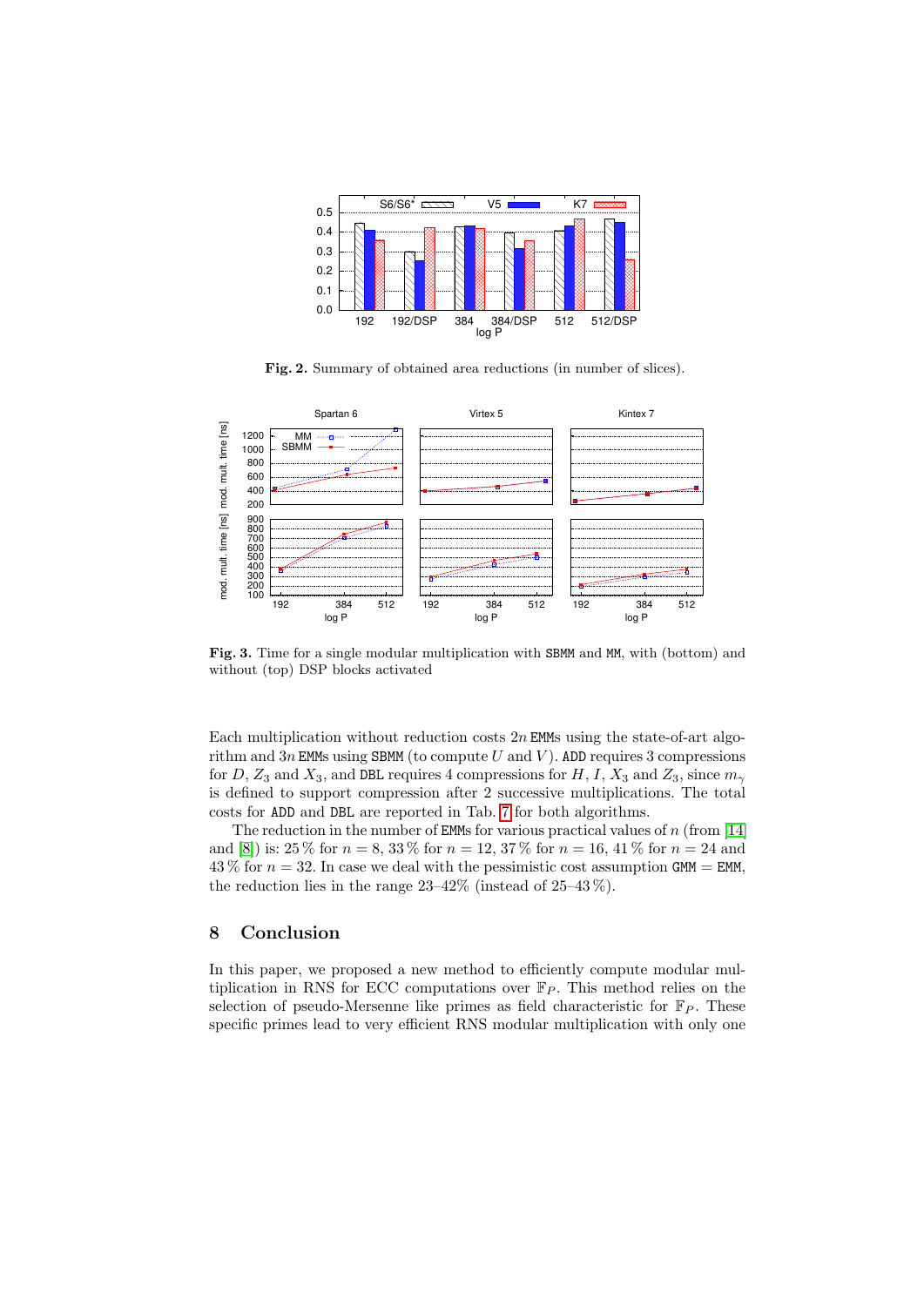**Fig. 2.** Summary of obtained area reductions (in number of slices).

**Fig. 3.** Time for a single modular multiplication with SBMM and MM, with (bottom) and without (top) DSP blocks activated

Each multiplication without reduction costs $2n$ EMMs using the state-of-art algorithm and $3n$ EMMs using SBMM (to compute $U$ and $V$). ADD requires 3 compressions for $D$, $Z_3$ and $X_3$, and DBL requires 4 compressions for $H$, $I$, $X_3$ and $Z_3$, since $m_\gamma$ is defined to support compression after 2 successive multiplications. The total costs for ADD and DBL are reported in Tab. 7 for both algorithms.

The reduction in the number of EMMs for various practical values of $n$ (from [14] and [8]) is: 25 % for $n = 8$, 33 % for $n = 12$, 37 % for $n = 16$, 41 % for $n = 24$ and 43 % for $n = 32$. In case we deal with the pessimistic cost assumption GMM = EMM, the reduction lies in the range 23–42% (instead of 25–43 %).

## 8 Conclusion

In this paper, we proposed a new method to efficiently compute modular multiplication in RNS for ECC computations over $\mathbb{F}_P$. This method relies on the selection of pseudo-Mersenne like primes as field characteristic for $\mathbb{F}_P$. These specific primes lead to very efficient RNS modular multiplication with only one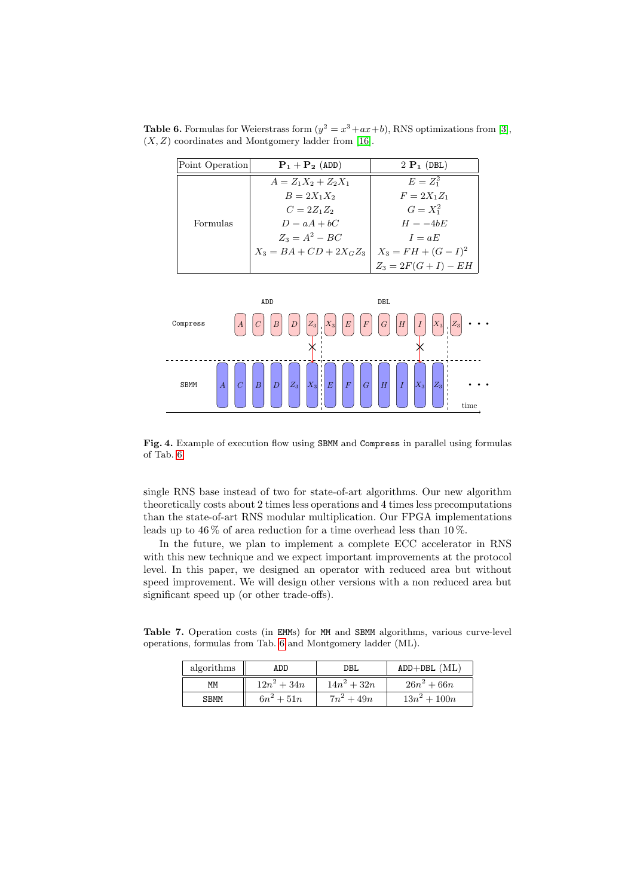**Table 6.** Formulas for Weierstrass form ($y^2 = x^3 + ax + b$), RNS optimizations from [3], $(X, Z)$ coordinates and Montgomery ladder from [16].

| Point Operation | $\mathbf{P_1 + P_2}$ (ADD) | $2\,\mathbf{P_1}$ (DBL) |
|---|---|---|
| Formulas | $A = Z_1X_2 + Z_2X_1$ | $E = Z_1^2$ |
| | $B = 2X_1X_2$ | $F = 2X_1Z_1$ |
| | $C = 2Z_1Z_2$ | $G = X_1^2$ |
| | $D = aA + bC$ | $H = -4bE$ |
| | $Z_3 = A^2 - BC$ | $I = aE$ |
| | $X_3 = BA + CD + 2X_GZ_3$ | $X_3 = FH + (G - I)^2$ |
| | | $Z_3 = 2F(G + I) - EH$ |

**Fig. 4.** Example of execution flow using SBMM and Compress in parallel using formulas of Tab. 6

single RNS base instead of two for state-of-art algorithms. Our new algorithm theoretically costs about 2 times less operations and 4 times less precomputations than the state-of-art RNS modular multiplication. Our FPGA implementations leads up to 46 % of area reduction for a time overhead less than 10 %.

In the future, we plan to implement a complete ECC accelerator in RNS with this new technique and we expect important improvements at the protocol level. In this paper, we designed an operator with reduced area but without speed improvement. We will design other versions with a non reduced area but significant speed up (or other trade-offs).

**Table 7.** Operation costs (in EMMs) for MM and SBMM algorithms, various curve-level operations, formulas from Tab. 6 and Montgomery ladder (ML).

| algorithms | ADD | DBL | ADD+DBL (ML) |
|---|---|---|---|
| MM | $12n^2 + 34n$ | $14n^2 + 32n$ | $26n^2 + 66n$ |
| SBMM | $6n^2 + 51n$ | $7n^2 + 49n$ | $13n^2 + 100n$ |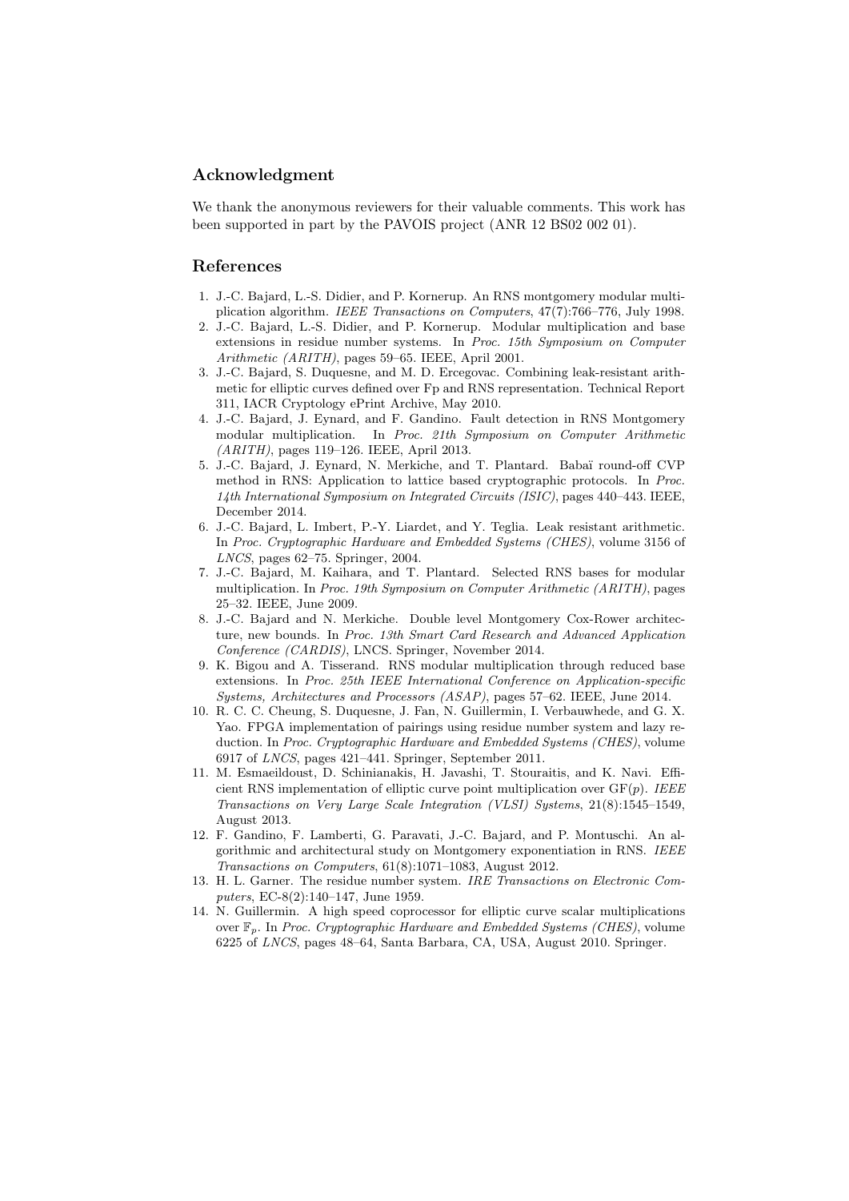## Acknowledgment

We thank the anonymous reviewers for their valuable comments. This work has been supported in part by the PAVOIS project (ANR 12 BS02 002 01).

## References

1. J.-C. Bajard, L.-S. Didier, and P. Kornerup. An RNS montgomery modular multiplication algorithm. *IEEE Transactions on Computers*, 47(7):766–776, July 1998.
2. J.-C. Bajard, L.-S. Didier, and P. Kornerup. Modular multiplication and base extensions in residue number systems. In *Proc. 15th Symposium on Computer Arithmetic (ARITH)*, pages 59–65. IEEE, April 2001.
3. J.-C. Bajard, S. Duquesne, and M. D. Ercegovac. Combining leak-resistant arithmetic for elliptic curves defined over Fp and RNS representation. Technical Report 311, IACR Cryptology ePrint Archive, May 2010.
4. J.-C. Bajard, J. Eynard, and F. Gandino. Fault detection in RNS Montgomery modular multiplication. In *Proc. 21th Symposium on Computer Arithmetic (ARITH)*, pages 119–126. IEEE, April 2013.
5. J.-C. Bajard, J. Eynard, N. Merkiche, and T. Plantard. Babaï round-off CVP method in RNS: Application to lattice based cryptographic protocols. In *Proc. 14th International Symposium on Integrated Circuits (ISIC)*, pages 440–443. IEEE, December 2014.
6. J.-C. Bajard, L. Imbert, P.-Y. Liardet, and Y. Teglia. Leak resistant arithmetic. In *Proc. Cryptographic Hardware and Embedded Systems (CHES)*, volume 3156 of *LNCS*, pages 62–75. Springer, 2004.
7. J.-C. Bajard, M. Kaihara, and T. Plantard. Selected RNS bases for modular multiplication. In *Proc. 19th Symposium on Computer Arithmetic (ARITH)*, pages 25–32. IEEE, June 2009.
8. J.-C. Bajard and N. Merkiche. Double level Montgomery Cox-Rower architecture, new bounds. In *Proc. 13th Smart Card Research and Advanced Application Conference (CARDIS)*, LNCS. Springer, November 2014.
9. K. Bigou and A. Tisserand. RNS modular multiplication through reduced base extensions. In *Proc. 25th IEEE International Conference on Application-specific Systems, Architectures and Processors (ASAP)*, pages 57–62. IEEE, June 2014.
10. R. C. C. Cheung, S. Duquesne, J. Fan, N. Guillermin, I. Verbauwhede, and G. X. Yao. FPGA implementation of pairings using residue number system and lazy reduction. In *Proc. Cryptographic Hardware and Embedded Systems (CHES)*, volume 6917 of *LNCS*, pages 421–441. Springer, September 2011.
11. M. Esmaeildoust, D. Schinianakis, H. Javashi, T. Stouraitis, and K. Navi. Efficient RNS implementation of elliptic curve point multiplication over GF($p$). *IEEE Transactions on Very Large Scale Integration (VLSI) Systems*, 21(8):1545–1549, August 2013.
12. F. Gandino, F. Lamberti, G. Paravati, J.-C. Bajard, and P. Montuschi. An algorithmic and architectural study on Montgomery exponentiation in RNS. *IEEE Transactions on Computers*, 61(8):1071–1083, August 2012.
13. H. L. Garner. The residue number system. *IRE Transactions on Electronic Computers*, EC-8(2):140–147, June 1959.
14. N. Guillermin. A high speed coprocessor for elliptic curve scalar multiplications over $\mathbb{F}_p$. In *Proc. Cryptographic Hardware and Embedded Systems (CHES)*, volume 6225 of *LNCS*, pages 48–64, Santa Barbara, CA, USA, August 2010. Springer.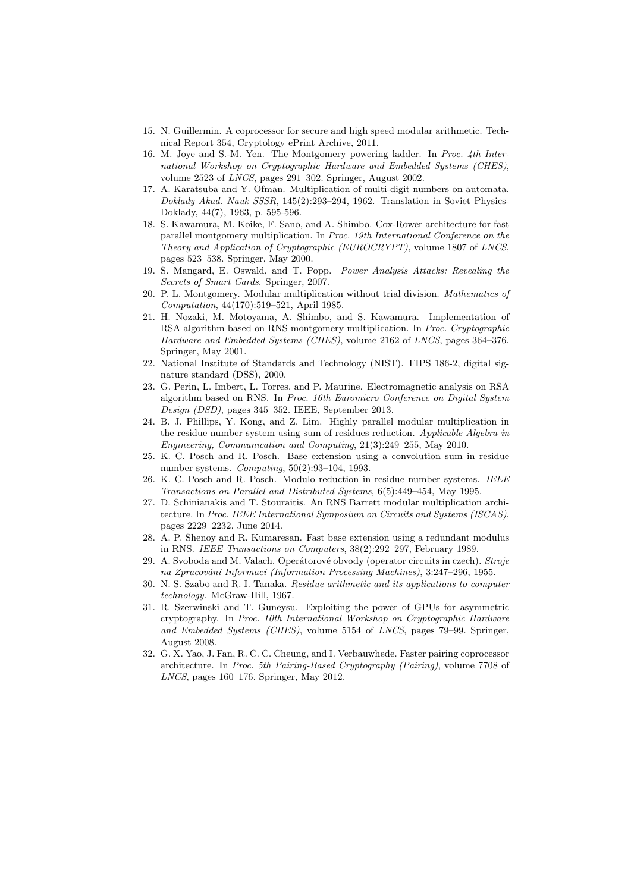15. N. Guillermin. A coprocessor for secure and high speed modular arithmetic. Technical Report 354, Cryptology ePrint Archive, 2011.
16. M. Joye and S.-M. Yen. The Montgomery powering ladder. In *Proc. 4th International Workshop on Cryptographic Hardware and Embedded Systems (CHES)*, volume 2523 of *LNCS*, pages 291–302. Springer, August 2002.
17. A. Karatsuba and Y. Ofman. Multiplication of multi-digit numbers on automata. *Doklady Akad. Nauk SSSR*, 145(2):293–294, 1962. Translation in Soviet Physics-Doklady, 44(7), 1963, p. 595-596.
18. S. Kawamura, M. Koike, F. Sano, and A. Shimbo. Cox-Rower architecture for fast parallel montgomery multiplication. In *Proc. 19th International Conference on the Theory and Application of Cryptographic (EUROCRYPT)*, volume 1807 of *LNCS*, pages 523–538. Springer, May 2000.
19. S. Mangard, E. Oswald, and T. Popp. *Power Analysis Attacks: Revealing the Secrets of Smart Cards*. Springer, 2007.
20. P. L. Montgomery. Modular multiplication without trial division. *Mathematics of Computation*, 44(170):519–521, April 1985.
21. H. Nozaki, M. Motoyama, A. Shimbo, and S. Kawamura. Implementation of RSA algorithm based on RNS montgomery multiplication. In *Proc. Cryptographic Hardware and Embedded Systems (CHES)*, volume 2162 of *LNCS*, pages 364–376. Springer, May 2001.
22. National Institute of Standards and Technology (NIST). FIPS 186-2, digital signature standard (DSS), 2000.
23. G. Perin, L. Imbert, L. Torres, and P. Maurine. Electromagnetic analysis on RSA algorithm based on RNS. In *Proc. 16th Euromicro Conference on Digital System Design (DSD)*, pages 345–352. IEEE, September 2013.
24. B. J. Phillips, Y. Kong, and Z. Lim. Highly parallel modular multiplication in the residue number system using sum of residues reduction. *Applicable Algebra in Engineering, Communication and Computing*, 21(3):249–255, May 2010.
25. K. C. Posch and R. Posch. Base extension using a convolution sum in residue number systems. *Computing*, 50(2):93–104, 1993.
26. K. C. Posch and R. Posch. Modulo reduction in residue number systems. *IEEE Transactions on Parallel and Distributed Systems*, 6(5):449–454, May 1995.
27. D. Schinianakis and T. Stouraitis. An RNS Barrett modular multiplication architecture. In *Proc. IEEE International Symposium on Circuits and Systems (ISCAS)*, pages 2229–2232, June 2014.
28. A. P. Shenoy and R. Kumaresan. Fast base extension using a redundant modulus in RNS. *IEEE Transactions on Computers*, 38(2):292–297, February 1989.
29. A. Svoboda and M. Valach. Operátorové obvody (operator circuits in czech). *Stroje na Zpracování Informací (Information Processing Machines)*, 3:247–296, 1955.
30. N. S. Szabo and R. I. Tanaka. *Residue arithmetic and its applications to computer technology*. McGraw-Hill, 1967.
31. R. Szerwinski and T. Guneysu. Exploiting the power of GPUs for asymmetric cryptography. In *Proc. 10th International Workshop on Cryptographic Hardware and Embedded Systems (CHES)*, volume 5154 of *LNCS*, pages 79–99. Springer, August 2008.
32. G. X. Yao, J. Fan, R. C. C. Cheung, and I. Verbauwhede. Faster pairing coprocessor architecture. In *Proc. 5th Pairing-Based Cryptography (Pairing)*, volume 7708 of *LNCS*, pages 160–176. Springer, May 2012.